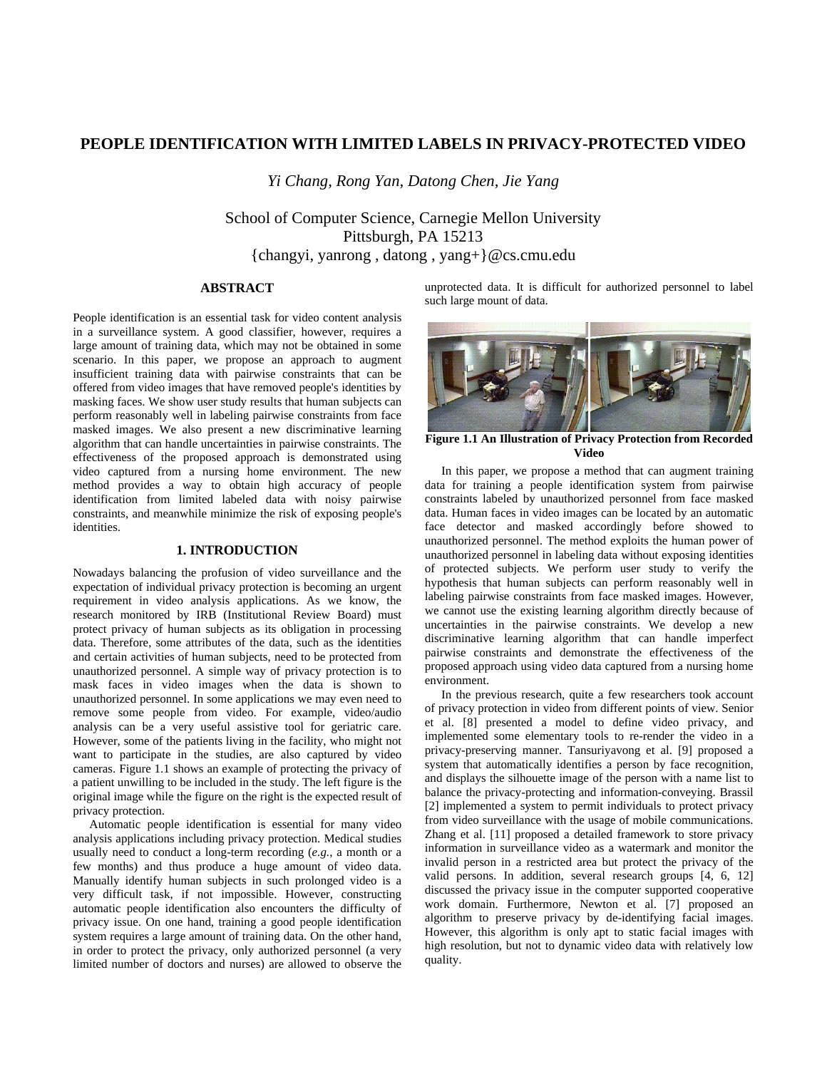# PEOPLE IDENTIFICATION WITH LIMITED LABELS IN PRIVACY-PROTECTED VIDEO

*Yi Chang, Rong Yan, Datong Chen, Jie Yang*

School of Computer Science, Carnegie Mellon University
Pittsburgh, PA 15213
{changyi, yanrong , datong , yang+}@cs.cmu.edu

## ABSTRACT

People identification is an essential task for video content analysis in a surveillance system. A good classifier, however, requires a large amount of training data, which may not be obtained in some scenario. In this paper, we propose an approach to augment insufficient training data with pairwise constraints that can be offered from video images that have removed people's identities by masking faces. We show user study results that human subjects can perform reasonably well in labeling pairwise constraints from face masked images. We also present a new discriminative learning algorithm that can handle uncertainties in pairwise constraints. The effectiveness of the proposed approach is demonstrated using video captured from a nursing home environment. The new method provides a way to obtain high accuracy of people identification from limited labeled data with noisy pairwise constraints, and meanwhile minimize the risk of exposing people's identities.

## 1. INTRODUCTION

Nowadays balancing the profusion of video surveillance and the expectation of individual privacy protection is becoming an urgent requirement in video analysis applications. As we know, the research monitored by IRB (Institutional Review Board) must protect privacy of human subjects as its obligation in processing data. Therefore, some attributes of the data, such as the identities and certain activities of human subjects, need to be protected from unauthorized personnel. A simple way of privacy protection is to mask faces in video images when the data is shown to unauthorized personnel. In some applications we may even need to remove some people from video. For example, video/audio analysis can be a very useful assistive tool for geriatric care. However, some of the patients living in the facility, who might not want to participate in the studies, are also captured by video cameras. Figure 1.1 shows an example of protecting the privacy of a patient unwilling to be included in the study. The left figure is the original image while the figure on the right is the expected result of privacy protection.

Automatic people identification is essential for many video analysis applications including privacy protection. Medical studies usually need to conduct a long-term recording (*e.g.*, a month or a few months) and thus produce a huge amount of video data. Manually identify human subjects in such prolonged video is a very difficult task, if not impossible. However, constructing automatic people identification also encounters the difficulty of privacy issue. On one hand, training a good people identification system requires a large amount of training data. On the other hand, in order to protect the privacy, only authorized personnel (a very limited number of doctors and nurses) are allowed to observe the unprotected data. It is difficult for authorized personnel to label such large mount of data.

**Figure 1.1 An Illustration of Privacy Protection from Recorded Video**

In this paper, we propose a method that can augment training data for training a people identification system from pairwise constraints labeled by unauthorized personnel from face masked data. Human faces in video images can be located by an automatic face detector and masked accordingly before showed to unauthorized personnel. The method exploits the human power of unauthorized personnel in labeling data without exposing identities of protected subjects. We perform user study to verify the hypothesis that human subjects can perform reasonably well in labeling pairwise constraints from face masked images. However, we cannot use the existing learning algorithm directly because of uncertainties in the pairwise constraints. We develop a new discriminative learning algorithm that can handle imperfect pairwise constraints and demonstrate the effectiveness of the proposed approach using video data captured from a nursing home environment.

In the previous research, quite a few researchers took account of privacy protection in video from different points of view. Senior et al. [8] presented a model to define video privacy, and implemented some elementary tools to re-render the video in a privacy-preserving manner. Tansuriyavong et al. [9] proposed a system that automatically identifies a person by face recognition, and displays the silhouette image of the person with a name list to balance the privacy-protecting and information-conveying. Brassil [2] implemented a system to permit individuals to protect privacy from video surveillance with the usage of mobile communications. Zhang et al. [11] proposed a detailed framework to store privacy information in surveillance video as a watermark and monitor the invalid person in a restricted area but protect the privacy of the valid persons. In addition, several research groups [4, 6, 12] discussed the privacy issue in the computer supported cooperative work domain. Furthermore, Newton et al. [7] proposed an algorithm to preserve privacy by de-identifying facial images. However, this algorithm is only apt to static facial images with high resolution, but not to dynamic video data with relatively low quality.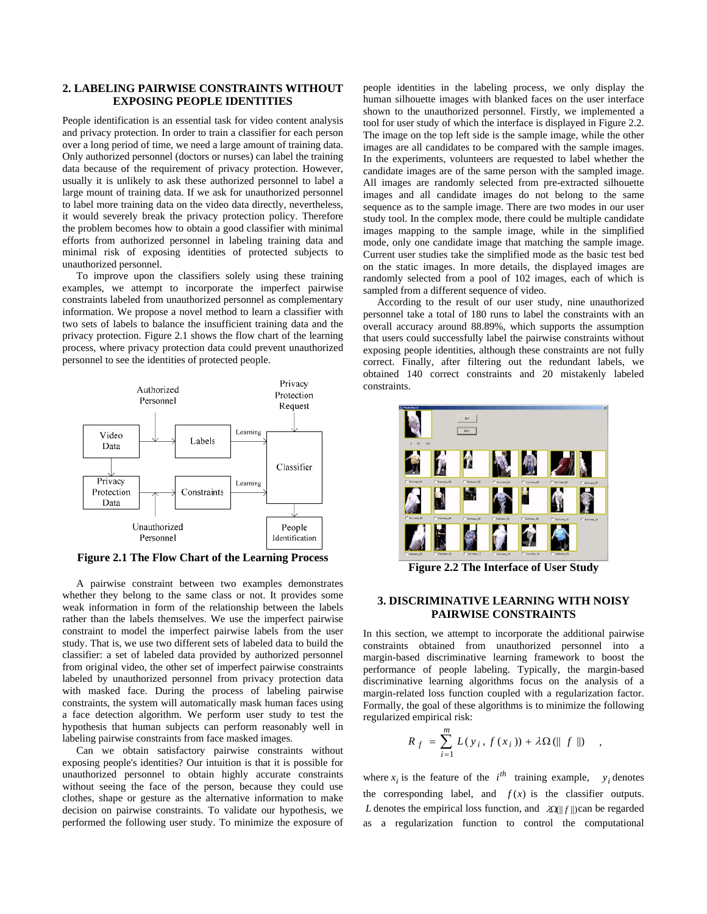## 2. LABELING PAIRWISE CONSTRAINTS WITHOUT EXPOSING PEOPLE IDENTITIES

People identification is an essential task for video content analysis and privacy protection. In order to train a classifier for each person over a long period of time, we need a large amount of training data. Only authorized personnel (doctors or nurses) can label the training data because of the requirement of privacy protection. However, usually it is unlikely to ask these authorized personnel to label a large mount of training data. If we ask for unauthorized personnel to label more training data on the video data directly, nevertheless, it would severely break the privacy protection policy. Therefore the problem becomes how to obtain a good classifier with minimal efforts from authorized personnel in labeling training data and minimal risk of exposing identities of protected subjects to unauthorized personnel.

To improve upon the classifiers solely using these training examples, we attempt to incorporate the imperfect pairwise constraints labeled from unauthorized personnel as complementary information. We propose a novel method to learn a classifier with two sets of labels to balance the insufficient training data and the privacy protection. Figure 2.1 shows the flow chart of the learning process, where privacy protection data could prevent unauthorized personnel to see the identities of protected people.

**Figure 2.1 The Flow Chart of the Learning Process**

A pairwise constraint between two examples demonstrates whether they belong to the same class or not. It provides some weak information in form of the relationship between the labels rather than the labels themselves. We use the imperfect pairwise constraint to model the imperfect pairwise labels from the user study. That is, we use two different sets of labeled data to build the classifier: a set of labeled data provided by authorized personnel from original video, the other set of imperfect pairwise constraints labeled by unauthorized personnel from privacy protection data with masked face. During the process of labeling pairwise constraints, the system will automatically mask human faces using a face detection algorithm. We perform user study to test the hypothesis that human subjects can perform reasonably well in labeling pairwise constraints from face masked images.

Can we obtain satisfactory pairwise constraints without exposing people's identities? Our intuition is that it is possible for unauthorized personnel to obtain highly accurate constraints without seeing the face of the person, because they could use clothes, shape or gesture as the alternative information to make decision on pairwise constraints. To validate our hypothesis, we performed the following user study. To minimize the exposure of people identities in the labeling process, we only display the human silhouette images with blanked faces on the user interface shown to the unauthorized personnel. Firstly, we implemented a tool for user study of which the interface is displayed in Figure 2.2. The image on the top left side is the sample image, while the other images are all candidates to be compared with the sample images. In the experiments, volunteers are requested to label whether the candidate images are of the same person with the sampled image. All images are randomly selected from pre-extracted silhouette images and all candidate images do not belong to the same sequence as to the sample image. There are two modes in our user study tool. In the complex mode, there could be multiple candidate images mapping to the sample image, while in the simplified mode, only one candidate image that matching the sample image. Current user studies take the simplified mode as the basic test bed on the static images. In more details, the displayed images are randomly selected from a pool of 102 images, each of which is sampled from a different sequence of video.

According to the result of our user study, nine unauthorized personnel take a total of 180 runs to label the constraints with an overall accuracy around 88.89%, which supports the assumption that users could successfully label the pairwise constraints without exposing people identities, although these constraints are not fully correct. Finally, after filtering out the redundant labels, we obtained 140 correct constraints and 20 mistakenly labeled constraints.

**Figure 2.2 The Interface of User Study**

## 3. DISCRIMINATIVE LEARNING WITH NOISY PAIRWISE CONSTRAINTS

In this section, we attempt to incorporate the additional pairwise constraints obtained from unauthorized personnel into a margin-based discriminative learning framework to boost the performance of people labeling. Typically, the margin-based discriminative learning algorithms focus on the analysis of a margin-related loss function coupled with a regularization factor. Formally, the goal of these algorithms is to minimize the following regularized empirical risk:

$$R_f = \sum_{i=1}^{m} L(y_i, f(x_i)) + \lambda \Omega(\| f \|) \quad ,$$

where $x_i$ is the feature of the $i^{th}$ training example, $y_i$ denotes the corresponding label, and $f(x)$ is the classifier outputs. $L$ denotes the empirical loss function, and $\lambda\Omega(\| f \|)$ can be regarded as a regularization function to control the computational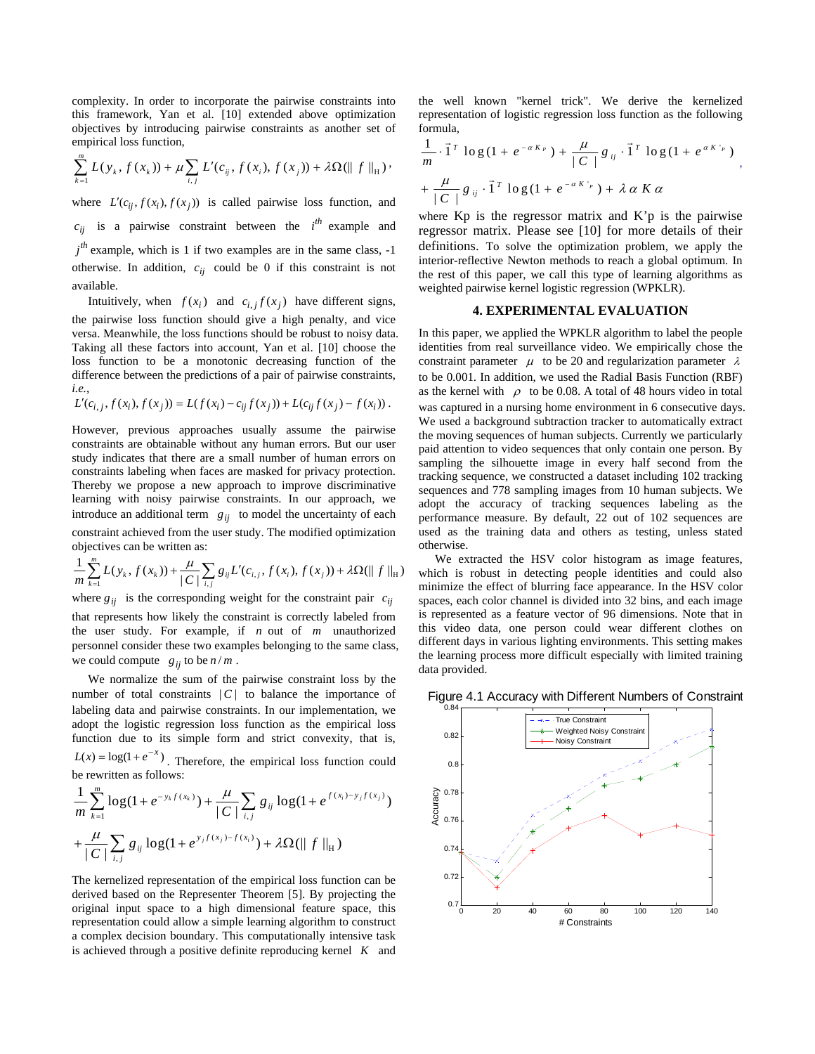complexity. In order to incorporate the pairwise constraints into this framework, Yan et al. [10] extended above optimization objectives by introducing pairwise constraints as another set of empirical loss function,

$$\sum_{k=1}^{m} L(y_k, f(x_k)) + \mu \sum_{i,j} L'(c_{ij}, f(x_i), f(x_j)) + \lambda \Omega(\| f \|_{\mathrm{H}}),$$

where $L'(c_{ij}, f(x_i), f(x_j))$ is called pairwise loss function, and $c_{ij}$ is a pairwise constraint between the $i^{th}$ example and $j^{th}$ example, which is 1 if two examples are in the same class, -1 otherwise. In addition, $c_{ij}$ could be 0 if this constraint is not available.

Intuitively, when $f(x_i)$ and $c_{i,j} f(x_j)$ have different signs, the pairwise loss function should give a high penalty, and vice versa. Meanwhile, the loss functions should be robust to noisy data. Taking all these factors into account, Yan et al. [10] choose the loss function to be a monotonic decreasing function of the difference between the predictions of a pair of pairwise constraints, *i.e.*,

$$L'(c_{i,j}, f(x_i), f(x_j)) = L(f(x_i) - c_{ij} f(x_j)) + L(c_{ij} f(x_j) - f(x_i)).$$

However, previous approaches usually assume the pairwise constraints are obtainable without any human errors. But our user study indicates that there are a small number of human errors on constraints labeling when faces are masked for privacy protection. Thereby we propose a new approach to improve discriminative learning with noisy pairwise constraints. In our approach, we introduce an additional term $g_{ij}$ to model the uncertainty of each constraint achieved from the user study. The modified optimization objectives can be written as:

$$\frac{1}{m}\sum_{k=1}^{m} L(y_k, f(x_k)) + \frac{\mu}{|C|}\sum_{i,j} g_{ij} L'(c_{i,j}, f(x_i), f(x_j)) + \lambda \Omega(\| f \|_{\mathrm{H}})$$

where $g_{ij}$ is the corresponding weight for the constraint pair $c_{ij}$ that represents how likely the constraint is correctly labeled from the user study. For example, if $n$ out of $m$ unauthorized personnel consider these two examples belonging to the same class, we could compute $g_{ij}$ to be $n/m$.

We normalize the sum of the pairwise constraint loss by the number of total constraints $|C|$ to balance the importance of labeling data and pairwise constraints. In our implementation, we adopt the logistic regression loss function as the empirical loss function due to its simple form and strict convexity, that is, $L(x) = \log(1 + e^{-x})$. Therefore, the empirical loss function could be rewritten as follows:

$$\frac{1}{m}\sum_{k=1}^{m} \log(1 + e^{-y_k f(x_k)}) + \frac{\mu}{|C|}\sum_{i,j} g_{ij} \log(1 + e^{f(x_i) - y_j f(x_j)})$$

$$+ \frac{\mu}{|C|}\sum_{i,j} g_{ij} \log(1 + e^{y_j f(x_j) - f(x_i)}) + \lambda \Omega(\| f \|_{\mathrm{H}})$$

The kernelized representation of the empirical loss function can be derived based on the Representer Theorem [5]. By projecting the original input space to a high dimensional feature space, this representation could allow a simple learning algorithm to construct a complex decision boundary. This computationally intensive task is achieved through a positive definite reproducing kernel $K$ and the well known "kernel trick". We derive the kernelized representation of logistic regression loss function as the following formula,

$$\frac{1}{m} \cdot \vec{1}^T \log(1 + e^{-\alpha K_P}) + \frac{\mu}{|C|} g_{ij} \cdot \vec{1}^T \log(1 + e^{\alpha K'_P}),$$

$$+ \frac{\mu}{|C|} g_{ij} \cdot \vec{1}^T \log(1 + e^{-\alpha K'_P}) + \lambda \alpha K \alpha$$

where Kp is the regressor matrix and K'p is the pairwise regressor matrix. Please see [10] for more details of their definitions. To solve the optimization problem, we apply the interior-reflective Newton methods to reach a global optimum. In the rest of this paper, we call this type of learning algorithms as weighted pairwise kernel logistic regression (WPKLR).

## 4. EXPERIMENTAL EVALUATION

In this paper, we applied the WPKLR algorithm to label the people identities from real surveillance video. We empirically chose the constraint parameter $\mu$ to be 20 and regularization parameter $\lambda$ to be 0.001. In addition, we used the Radial Basis Function (RBF) as the kernel with $\rho$ to be 0.08. A total of 48 hours video in total was captured in a nursing home environment in 6 consecutive days. We used a background subtraction tracker to automatically extract the moving sequences of human subjects. Currently we particularly paid attention to video sequences that only contain one person. By sampling the silhouette image in every half second from the tracking sequence, we constructed a dataset including 102 tracking sequences and 778 sampling images from 10 human subjects. We adopt the accuracy of tracking sequences labeling as the performance measure. By default, 22 out of 102 sequences are used as the training data and others as testing, unless stated otherwise.

We extracted the HSV color histogram as image features, which is robust in detecting people identities and could also minimize the effect of blurring face appearance. In the HSV color spaces, each color channel is divided into 32 bins, and each image is represented as a feature vector of 96 dimensions. Note that in this video data, one person could wear different clothes on different days in various lighting environments. This setting makes the learning process more difficult especially with limited training data provided.

Figure 4.1 Accuracy with Different Numbers of Constraint

True Constraint
Weighted Noisy Constraint
Noisy Constraint

Accuracy
0.84
0.82
0.8
0.78
0.76
0.74
0.72
0.7

0
20
40
60
80
100
120
140
# Constraints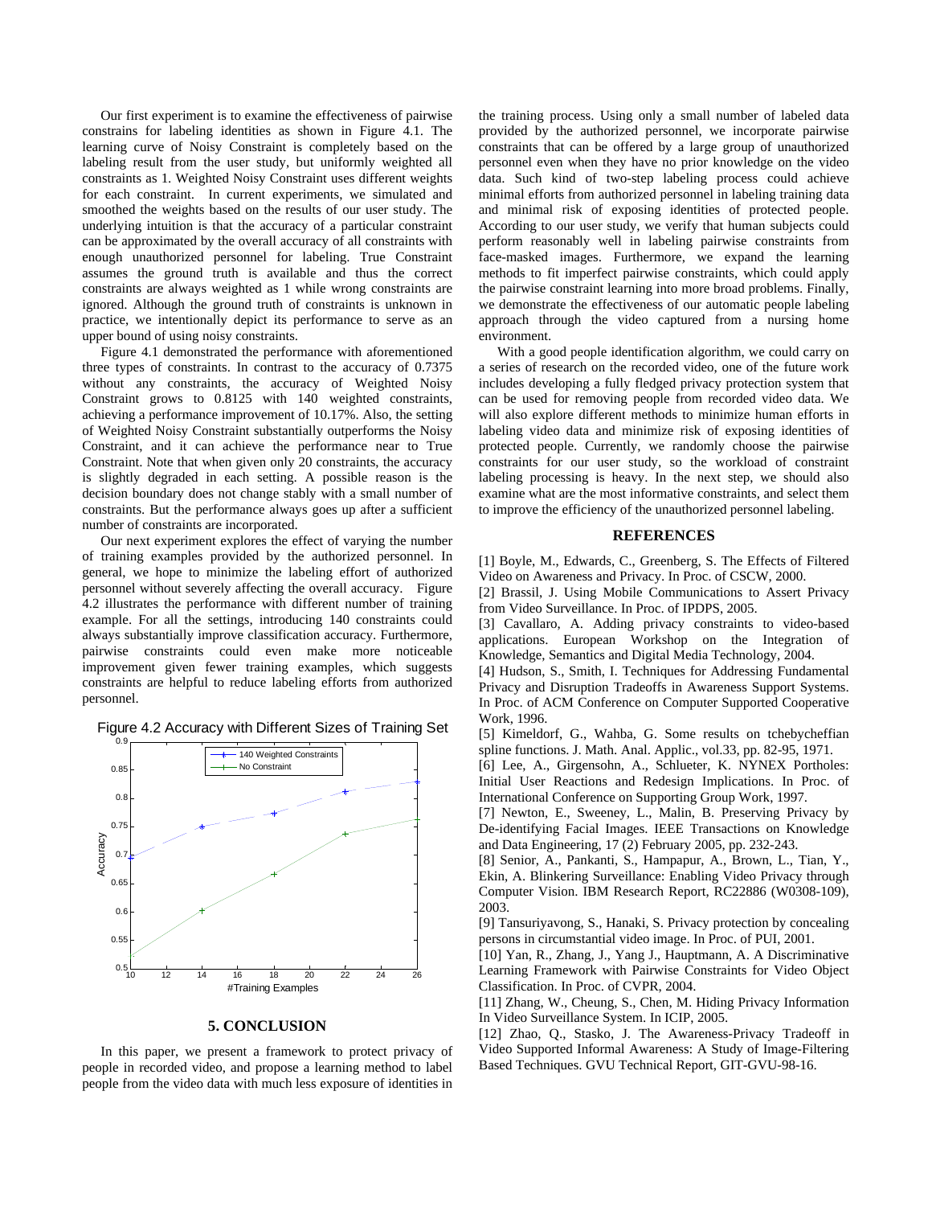Our first experiment is to examine the effectiveness of pairwise constrains for labeling identities as shown in Figure 4.1. The learning curve of Noisy Constraint is completely based on the labeling result from the user study, but uniformly weighted all constraints as 1. Weighted Noisy Constraint uses different weights for each constraint. In current experiments, we simulated and smoothed the weights based on the results of our user study. The underlying intuition is that the accuracy of a particular constraint can be approximated by the overall accuracy of all constraints with enough unauthorized personnel for labeling. True Constraint assumes the ground truth is available and thus the correct constraints are always weighted as 1 while wrong constraints are ignored. Although the ground truth of constraints is unknown in practice, we intentionally depict its performance to serve as an upper bound of using noisy constraints.

Figure 4.1 demonstrated the performance with aforementioned three types of constraints. In contrast to the accuracy of 0.7375 without any constraints, the accuracy of Weighted Noisy Constraint grows to 0.8125 with 140 weighted constraints, achieving a performance improvement of 10.17%. Also, the setting of Weighted Noisy Constraint substantially outperforms the Noisy Constraint, and it can achieve the performance near to True Constraint. Note that when given only 20 constraints, the accuracy is slightly degraded in each setting. A possible reason is the decision boundary does not change stably with a small number of constraints. But the performance always goes up after a sufficient number of constraints are incorporated.

Our next experiment explores the effect of varying the number of training examples provided by the authorized personnel. In general, we hope to minimize the labeling effort of authorized personnel without severely affecting the overall accuracy. Figure 4.2 illustrates the performance with different number of training example. For all the settings, introducing 140 constraints could always substantially improve classification accuracy. Furthermore, pairwise constraints could even make more noticeable improvement given fewer training examples, which suggests constraints are helpful to reduce labeling efforts from authorized personnel.

Figure 4.2 Accuracy with Different Sizes of Training Set

140 Weighted Constraints
No Constraint
Accuracy
#Training Examples
0.5
0.55
0.6
0.65
0.7
0.75
0.8
0.85
0.9
10 12 14 16 18 20 22 24 26

## 5. CONCLUSION

In this paper, we present a framework to protect privacy of people in recorded video, and propose a learning method to label people from the video data with much less exposure of identities in the training process. Using only a small number of labeled data provided by the authorized personnel, we incorporate pairwise constraints that can be offered by a large group of unauthorized personnel even when they have no prior knowledge on the video data. Such kind of two-step labeling process could achieve minimal efforts from authorized personnel in labeling training data and minimal risk of exposing identities of protected people. According to our user study, we verify that human subjects could perform reasonably well in labeling pairwise constraints from face-masked images. Furthermore, we expand the learning methods to fit imperfect pairwise constraints, which could apply the pairwise constraint learning into more broad problems. Finally, we demonstrate the effectiveness of our automatic people labeling approach through the video captured from a nursing home environment.

With a good people identification algorithm, we could carry on a series of research on the recorded video, one of the future work includes developing a fully fledged privacy protection system that can be used for removing people from recorded video data. We will also explore different methods to minimize human efforts in labeling video data and minimize risk of exposing identities of protected people. Currently, we randomly choose the pairwise constraints for our user study, so the workload of constraint labeling processing is heavy. In the next step, we should also examine what are the most informative constraints, and select them to improve the efficiency of the unauthorized personnel labeling.

## REFERENCES

[1] Boyle, M., Edwards, C., Greenberg, S. The Effects of Filtered Video on Awareness and Privacy. In Proc. of CSCW, 2000.

[2] Brassil, J. Using Mobile Communications to Assert Privacy from Video Surveillance. In Proc. of IPDPS, 2005.

[3] Cavallaro, A. Adding privacy constraints to video-based applications. European Workshop on the Integration of Knowledge, Semantics and Digital Media Technology, 2004.

[4] Hudson, S., Smith, I. Techniques for Addressing Fundamental Privacy and Disruption Tradeoffs in Awareness Support Systems. In Proc. of ACM Conference on Computer Supported Cooperative Work, 1996.

[5] Kimeldorf, G., Wahba, G. Some results on tchebycheffian spline functions. J. Math. Anal. Applic., vol.33, pp. 82-95, 1971.

[6] Lee, A., Girgensohn, A., Schlueter, K. NYNEX Portholes: Initial User Reactions and Redesign Implications. In Proc. of International Conference on Supporting Group Work, 1997.

[7] Newton, E., Sweeney, L., Malin, B. Preserving Privacy by De-identifying Facial Images. IEEE Transactions on Knowledge and Data Engineering, 17 (2) February 2005, pp. 232-243.

[8] Senior, A., Pankanti, S., Hampapur, A., Brown, L., Tian, Y., Ekin, A. Blinkering Surveillance: Enabling Video Privacy through Computer Vision. IBM Research Report, RC22886 (W0308-109), 2003.

[9] Tansuriyavong, S., Hanaki, S. Privacy protection by concealing persons in circumstantial video image. In Proc. of PUI, 2001.

[10] Yan, R., Zhang, J., Yang J., Hauptmann, A. A Discriminative Learning Framework with Pairwise Constraints for Video Object Classification. In Proc. of CVPR, 2004.

[11] Zhang, W., Cheung, S., Chen, M. Hiding Privacy Information In Video Surveillance System. In ICIP, 2005.

[12] Zhao, Q., Stasko, J. The Awareness-Privacy Tradeoff in Video Supported Informal Awareness: A Study of Image-Filtering Based Techniques. GVU Technical Report, GIT-GVU-98-16.